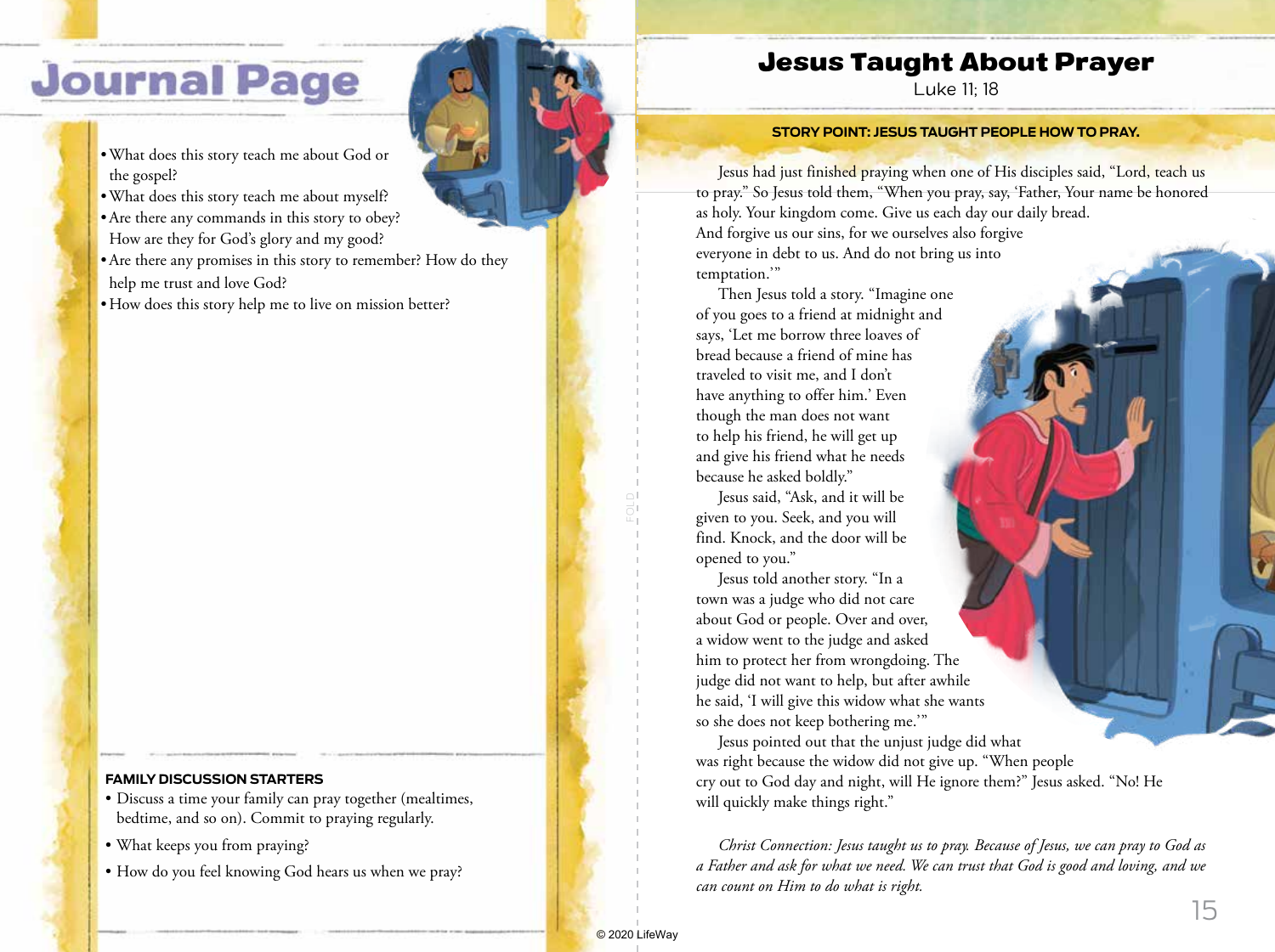# Journal Page

- What does this story teach me about God or the gospel?
- What does this story teach me about myself?
- Are there any commands in this story to obey? How are they for God's glory and my good?
- Are there any promises in this story to remember? How do they help me trust and love God?
- How does this story help me to live on mission better?

**FAMILY DISCUSSION STARTERS**

- Discuss a time your family can pray together (mealtimes, bedtime, and so on). Commit to praying regularly.
- What keeps you from praying?
- How do you feel knowing God hears us when we pray?

# Jesus Taught About Prayer

Luke 11; 18

**STORY POINT: JESUS TAUGHT PEOPLE HOW TO PRAY.**

Jesus had just finished praying when one of His disciples said, "Lord, teach us to pray." So Jesus told them, "When you pray, say, 'Father, Your name be honored as holy. Your kingdom come. Give us each day our daily bread. And forgive us our sins, for we ourselves also forgive everyone in debt to us. And do not bring us into temptation.'"

Then Jesus told a story. "Imagine one of you goes to a friend at midnight and says, 'Let me borrow three loaves of bread because a friend of mine has traveled to visit me, and I don't have anything to offer him.' Even though the man does not want to help his friend, he will get up and give his friend what he needs because he asked boldly."

Jesus said, "Ask, and it will be given to you. Seek, and you will find. Knock, and the door will be opened to you."

Jesus told another story. "In a town was a judge who did not care about God or people. Over and over, a widow went to the judge and asked him to protect her from wrongdoing. The judge did not want to help, but after awhile he said, 'I will give this widow what she wants so she does not keep bothering me.'"

Jesus pointed out that the unjust judge did what was right because the widow did not give up. "When people cry out to God day and night, will He ignore them?" Jesus asked. "No! He will quickly make things right."

*Christ Connection: Jesus taught us to pray. Because of Jesus, we can pray to God as a Father and ask for what we need. We can trust that God is good and loving, and we can count on Him to do what is right.*

© 2020 LifeWay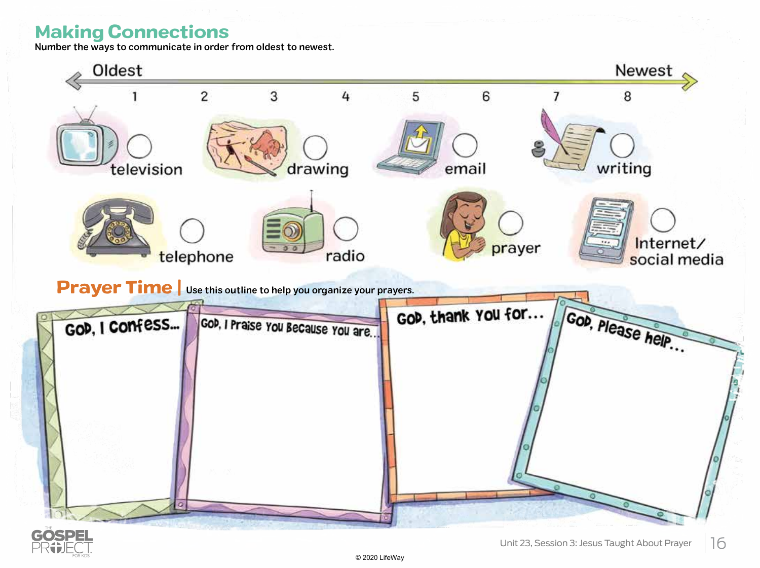## Making Connections

Number the ways to communicate in order from oldest to newest.

Oldest — Newest

1 2 3 4 5 6 7 8

television

drawing

email

writing

telephone

radio

prayer

Internet/ social media

## Prayer Time | Use this outline to help you organize your prayers.

God, I confess...

God, I praise You because You are...

God, thank You for...

God, please help...

© 2020 LifeWay